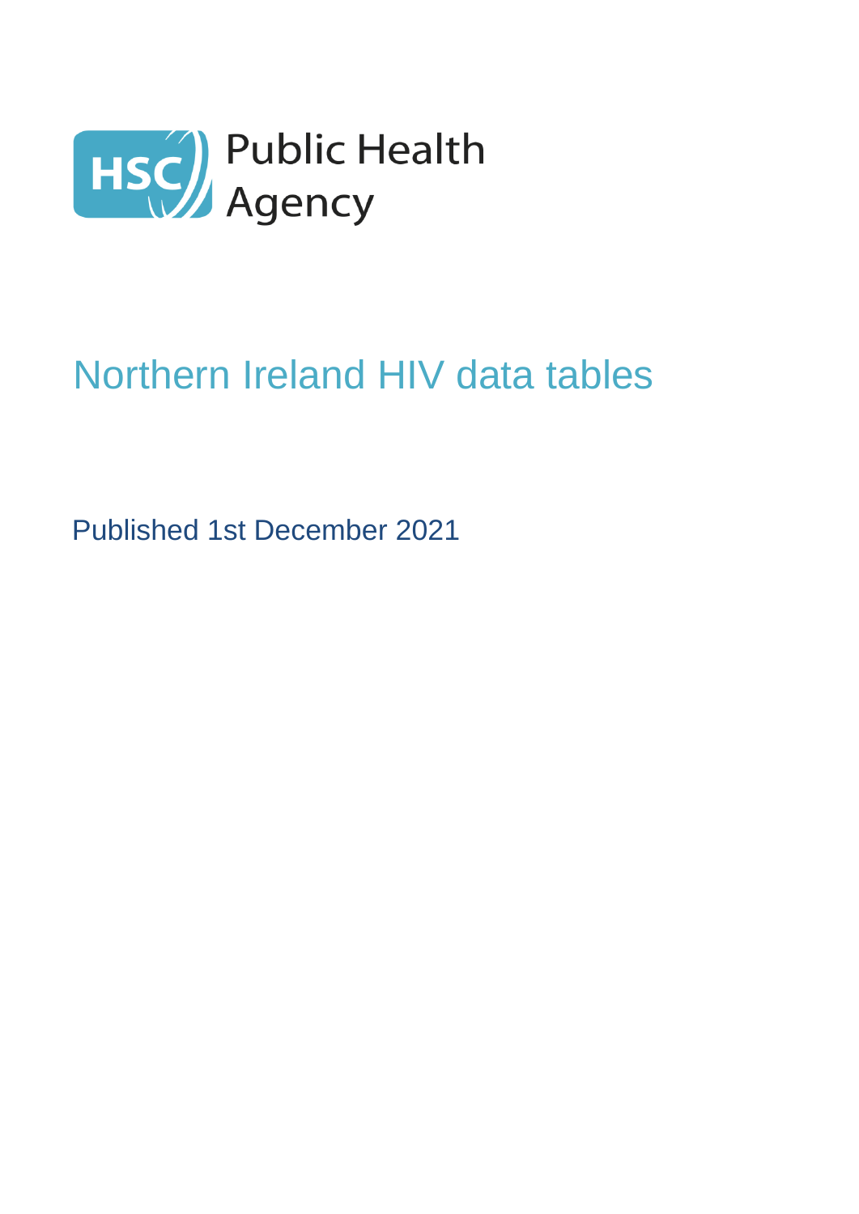HSC Public Health Agency

# Northern Ireland HIV data tables

Published 1st December 2021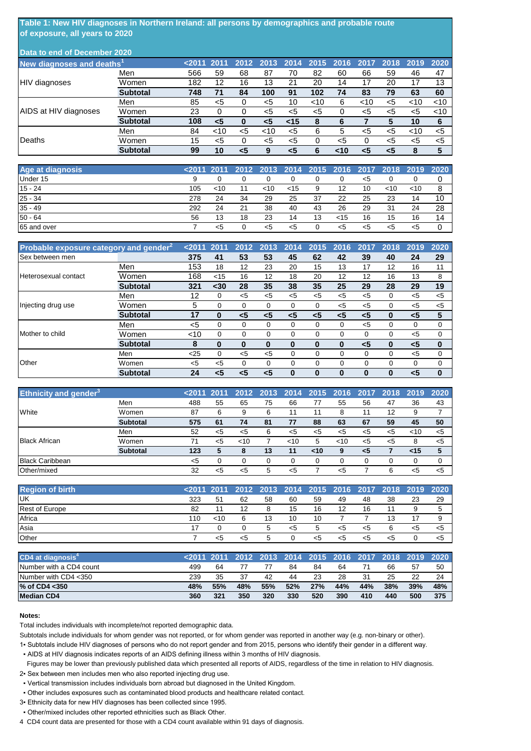## Table 1: New HIV diagnoses in Northern Ireland: all persons by demographics and probable route of exposure, all years to 2020

Data to end of December 2020

| New diagnoses and deaths[1] | | <2011 | 2011 | 2012 | 2013 | 2014 | 2015 | 2016 | 2017 | 2018 | 2019 | 2020 |
|---|---|---|---|---|---|---|---|---|---|---|---|---|
| HIV diagnoses | Men | 566 | 59 | 68 | 87 | 70 | 82 | 60 | 66 | 59 | 46 | 47 |
| | Women | 182 | 12 | 16 | 13 | 21 | 20 | 14 | 17 | 20 | 17 | 13 |
| | **Subtotal** | **748** | **71** | **84** | **100** | **91** | **102** | **74** | **83** | **79** | **63** | **60** |
| AIDS at HIV diagnoses | Men | 85 | <5 | 0 | <5 | 10 | <10 | 6 | <10 | <5 | <10 | <10 |
| | Women | 23 | 0 | 0 | <5 | <5 | <5 | 0 | <5 | <5 | <5 | <10 |
| | **Subtotal** | **108** | **<5** | **0** | **<5** | **<15** | **8** | **6** | **7** | **5** | **10** | **6** |
| Deaths | Men | 84 | <10 | <5 | <10 | <5 | 6 | 5 | <5 | <5 | <10 | <5 |
| | Women | 15 | <5 | 0 | <5 | <5 | 0 | <5 | 0 | <5 | <5 | <5 |
| | **Subtotal** | **99** | **10** | **<5** | **9** | **<5** | **6** | **<10** | **<5** | **<5** | **8** | **5** |

| Age at diagnosis | <2011 | 2011 | 2012 | 2013 | 2014 | 2015 | 2016 | 2017 | 2018 | 2019 | 2020 |
|---|---|---|---|---|---|---|---|---|---|---|---|
| Under 15 | 9 | 0 | 0 | 0 | 0 | 0 | 0 | <5 | 0 | 0 | 0 |
| 15 - 24 | 105 | <10 | 11 | <10 | <15 | 9 | 12 | 10 | <10 | <10 | 8 |
| 25 - 34 | 278 | 24 | 34 | 29 | 25 | 37 | 22 | 25 | 23 | 14 | 10 |
| 35 - 49 | 292 | 24 | 21 | 38 | 40 | 43 | 26 | 29 | 31 | 24 | 28 |
| 50 - 64 | 56 | 13 | 18 | 23 | 14 | 13 | <15 | 16 | 15 | 16 | 14 |
| 65 and over | 7 | <5 | 0 | <5 | <5 | 0 | <5 | <5 | <5 | <5 | 0 |

| Probable exposure category and gender[2] | | <2011 | 2011 | 2012 | 2013 | 2014 | 2015 | 2016 | 2017 | 2018 | 2019 | 2020 |
|---|---|---|---|---|---|---|---|---|---|---|---|---|
| Sex between men | | **375** | **41** | **53** | **53** | **45** | **62** | **42** | **39** | **40** | **24** | **29** |
| Heterosexual contact | Men | 153 | 18 | 12 | 23 | 20 | 15 | 13 | 17 | 12 | 16 | 11 |
| | Women | 168 | <15 | 16 | 12 | 18 | 20 | 12 | 12 | 16 | 13 | 8 |
| | **Subtotal** | **321** | **<30** | **28** | **35** | **38** | **35** | **25** | **29** | **28** | **29** | **19** |
| Injecting drug use | Men | 12 | 0 | <5 | <5 | <5 | <5 | <5 | <5 | 0 | <5 | <5 |
| | Women | 5 | 0 | 0 | 0 | 0 | 0 | <5 | <5 | 0 | <5 | <5 |
| | **Subtotal** | **17** | **0** | **<5** | **<5** | **<5** | **<5** | **<5** | **<5** | **0** | **<5** | **5** |
| Mother to child | Men | <5 | 0 | 0 | 0 | 0 | 0 | 0 | <5 | 0 | 0 | 0 |
| | Women | <10 | 0 | 0 | 0 | 0 | 0 | 0 | 0 | 0 | <5 | 0 |
| | **Subtotal** | **8** | **0** | **0** | **0** | **0** | **0** | **0** | **<5** | **0** | **<5** | **0** |
| Other | Men | <25 | 0 | <5 | <5 | 0 | 0 | 0 | 0 | 0 | <5 | 0 |
| | Women | <5 | <5 | 0 | 0 | 0 | 0 | 0 | 0 | 0 | 0 | 0 |
| | **Subtotal** | **24** | **<5** | **<5** | **<5** | **0** | **0** | **0** | **0** | **0** | **<5** | **0** |

| Ethnicity and gender[3] | | <2011 | 2011 | 2012 | 2013 | 2014 | 2015 | 2016 | 2017 | 2018 | 2019 | 2020 |
|---|---|---|---|---|---|---|---|---|---|---|---|---|
| White | Men | 488 | 55 | 65 | 75 | 66 | 77 | 55 | 56 | 47 | 36 | 43 |
| | Women | 87 | 6 | 9 | 6 | 11 | 11 | 8 | 11 | 12 | 9 | 7 |
| | **Subtotal** | **575** | **61** | **74** | **81** | **77** | **88** | **63** | **67** | **59** | **45** | **50** |
| Black African | Men | 52 | <5 | <5 | 6 | <5 | <5 | <5 | <5 | <5 | <10 | <5 |
| | Women | 71 | <5 | <10 | 7 | <10 | 5 | <10 | <5 | <5 | 8 | <5 |
| | **Subtotal** | **123** | **5** | **8** | **13** | **11** | **<10** | **9** | **<5** | **7** | **<15** | **5** |
| Black Caribbean | | <5 | 0 | 0 | 0 | 0 | 0 | 0 | 0 | 0 | 0 | 0 |
| Other/mixed | | 32 | <5 | <5 | 5 | <5 | 7 | <5 | 7 | 6 | <5 | <5 |

| Region of birth | <2011 | 2011 | 2012 | 2013 | 2014 | 2015 | 2016 | 2017 | 2018 | 2019 | 2020 |
|---|---|---|---|---|---|---|---|---|---|---|---|
| UK | 323 | 51 | 62 | 58 | 60 | 59 | 49 | 48 | 38 | 23 | 29 |
| Rest of Europe | 82 | 11 | 12 | 8 | 15 | 16 | 12 | 16 | 11 | 9 | 5 |
| Africa | 110 | <10 | 6 | 13 | 10 | 10 | 7 | 7 | 13 | 17 | 9 |
| Asia | 17 | 0 | 0 | 5 | <5 | 5 | <5 | <5 | 6 | <5 | <5 |
| Other | 7 | <5 | <5 | 5 | 0 | <5 | <5 | <5 | <5 | 0 | <5 |

| CD4 at diagnosis[4] | <2011 | 2011 | 2012 | 2013 | 2014 | 2015 | 2016 | 2017 | 2018 | 2019 | 2020 |
|---|---|---|---|---|---|---|---|---|---|---|---|
| Number with a CD4 count | 499 | 64 | 77 | 77 | 84 | 84 | 64 | 71 | 66 | 57 | 50 |
| Number with CD4 <350 | 239 | 35 | 37 | 42 | 44 | 23 | 28 | 31 | 25 | 22 | 24 |
| **% of CD4 <350** | **48%** | **55%** | **48%** | **55%** | **52%** | **27%** | **44%** | **44%** | **38%** | **39%** | **48%** |
| **Median CD4** | **360** | **321** | **350** | **320** | **330** | **520** | **390** | **410** | **440** | **500** | **375** |

**Notes:**

Total includes individuals with incomplete/not reported demographic data.

Subtotals include individuals for whom gender was not reported, or for whom gender was reported in another way (e.g. non-binary or other).

1 • Subtotals include HIV diagnoses of persons who do not report gender and from 2015, persons who identify their gender in a different way.
• AIDS at HIV diagnosis indicates reports of an AIDS defining illness within 3 months of HIV diagnosis.
Figures may be lower than previously published data which presented all reports of AIDS, regardless of the time in relation to HIV diagnosis.

2 • Sex between men includes men who also reported injecting drug use.
• Vertical transmission includes individuals born abroad but diagnosed in the United Kingdom.
• Other includes exposures such as contaminated blood products and healthcare related contact.

3 • Ethnicity data for new HIV diagnoses has been collected since 1995.
• Other/mixed includes other reported ethnicities such as Black Other.

4 CD4 count data are presented for those with a CD4 count available within 91 days of diagnosis.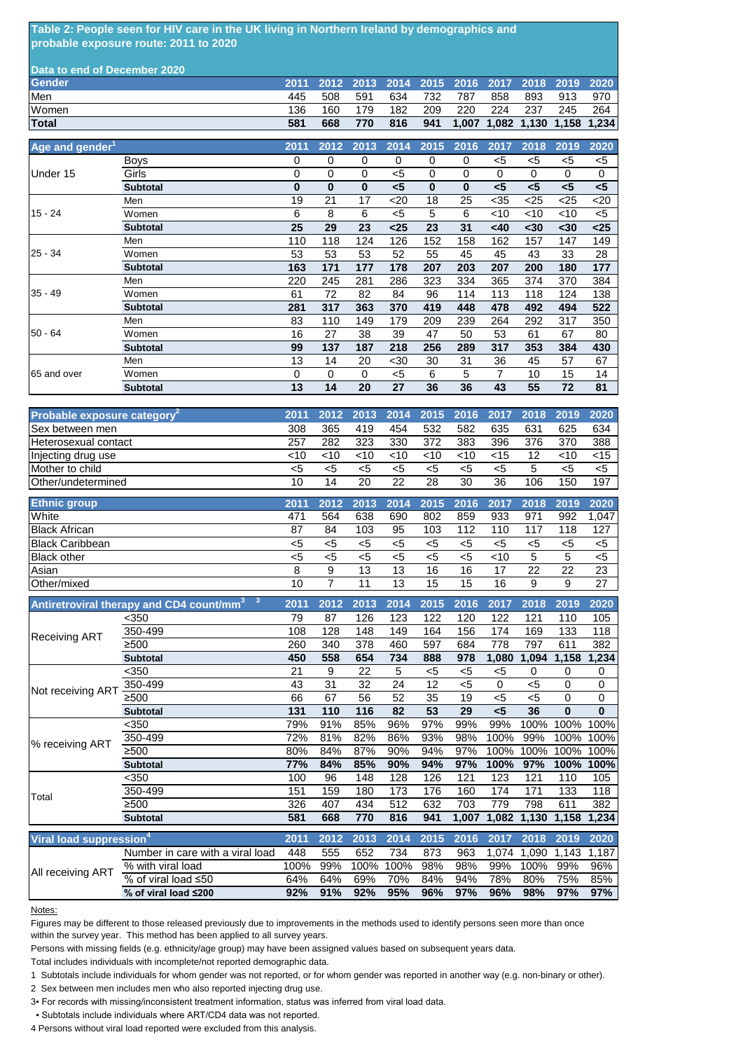## Table 2: People seen for HIV care in the UK living in Northern Ireland by demographics and probable exposure route: 2011 to 2020

Data to end of December 2020

| Gender | | 2011 | 2012 | 2013 | 2014 | 2015 | 2016 | 2017 | 2018 | 2019 | 2020 |
|---|---|---|---|---|---|---|---|---|---|---|---|
| Men | | 445 | 508 | 591 | 634 | 732 | 787 | 858 | 893 | 913 | 970 |
| Women | | 136 | 160 | 179 | 182 | 209 | 220 | 224 | 237 | 245 | 264 |
| **Total** | | **581** | **668** | **770** | **816** | **941** | **1,007** | **1,082** | **1,130** | **1,158** | **1,234** |

| Age and gender[1] | | 2011 | 2012 | 2013 | 2014 | 2015 | 2016 | 2017 | 2018 | 2019 | 2020 |
|---|---|---|---|---|---|---|---|---|---|---|---|
| Under 15 | Boys | 0 | 0 | 0 | 0 | 0 | 0 | <5 | <5 | <5 | <5 |
| | Girls | 0 | 0 | 0 | <5 | 0 | 0 | 0 | 0 | 0 | 0 |
| | **Subtotal** | **0** | **0** | **0** | **<5** | **0** | **0** | **<5** | **<5** | **<5** | **<5** |
| 15 - 24 | Men | 19 | 21 | 17 | <20 | 18 | 25 | <35 | <25 | <25 | <20 |
| | Women | 6 | 8 | 6 | <5 | 5 | 6 | <10 | <10 | <10 | <5 |
| | **Subtotal** | **25** | **29** | **23** | **<25** | **23** | **31** | **<40** | **<30** | **<30** | **<25** |
| 25 - 34 | Men | 110 | 118 | 124 | 126 | 152 | 158 | 162 | 157 | 147 | 149 |
| | Women | 53 | 53 | 53 | 52 | 55 | 45 | 45 | 43 | 33 | 28 |
| | **Subtotal** | **163** | **171** | **177** | **178** | **207** | **203** | **207** | **200** | **180** | **177** |
| 35 - 49 | Men | 220 | 245 | 281 | 286 | 323 | 334 | 365 | 374 | 370 | 384 |
| | Women | 61 | 72 | 82 | 84 | 96 | 114 | 113 | 118 | 124 | 138 |
| | **Subtotal** | **281** | **317** | **363** | **370** | **419** | **448** | **478** | **492** | **494** | **522** |
| 50 - 64 | Men | 83 | 110 | 149 | 179 | 209 | 239 | 264 | 292 | 317 | 350 |
| | Women | 16 | 27 | 38 | 39 | 47 | 50 | 53 | 61 | 67 | 80 |
| | **Subtotal** | **99** | **137** | **187** | **218** | **256** | **289** | **317** | **353** | **384** | **430** |
| 65 and over | Men | 13 | 14 | 20 | <30 | 30 | 31 | 36 | 45 | 57 | 67 |
| | Women | 0 | 0 | 0 | <5 | 6 | 5 | 7 | 10 | 15 | 14 |
| | **Subtotal** | **13** | **14** | **20** | **27** | **36** | **36** | **43** | **55** | **72** | **81** |

| Probable exposure category[2] | 2011 | 2012 | 2013 | 2014 | 2015 | 2016 | 2017 | 2018 | 2019 | 2020 |
|---|---|---|---|---|---|---|---|---|---|---|
| Sex between men | 308 | 365 | 419 | 454 | 532 | 582 | 635 | 631 | 625 | 634 |
| Heterosexual contact | 257 | 282 | 323 | 330 | 372 | 383 | 396 | 376 | 370 | 388 |
| Injecting drug use | <10 | <10 | <10 | <10 | <10 | <10 | <15 | 12 | <10 | <15 |
| Mother to child | <5 | <5 | <5 | <5 | <5 | <5 | <5 | 5 | <5 | <5 |
| Other/undetermined | 10 | 14 | 20 | 22 | 28 | 30 | 36 | 106 | 150 | 197 |

| Ethnic group | 2011 | 2012 | 2013 | 2014 | 2015 | 2016 | 2017 | 2018 | 2019 | 2020 |
|---|---|---|---|---|---|---|---|---|---|---|
| White | 471 | 564 | 638 | 690 | 802 | 859 | 933 | 971 | 992 | 1,047 |
| Black African | 87 | 84 | 103 | 95 | 103 | 112 | 110 | 117 | 118 | 127 |
| Black Caribbean | <5 | <5 | <5 | <5 | <5 | <5 | <5 | <5 | <5 | <5 |
| Black other | <5 | <5 | <5 | <5 | <5 | <5 | <10 | 5 | 5 | <5 |
| Asian | 8 | 9 | 13 | 13 | 16 | 16 | 17 | 22 | 22 | 23 |
| Other/mixed | 10 | 7 | 11 | 13 | 15 | 15 | 16 | 9 | 9 | 27 |

| Antiretroviral therapy and CD4 count/mm[3] [3] | | 2011 | 2012 | 2013 | 2014 | 2015 | 2016 | 2017 | 2018 | 2019 | 2020 |
|---|---|---|---|---|---|---|---|---|---|---|---|
| Receiving ART | <350 | 79 | 87 | 126 | 123 | 122 | 120 | 122 | 121 | 110 | 105 |
| | 350-499 | 108 | 128 | 148 | 149 | 164 | 156 | 174 | 169 | 133 | 118 |
| | ≥500 | 260 | 340 | 378 | 460 | 597 | 684 | 778 | 797 | 611 | 382 |
| | **Subtotal** | **450** | **558** | **654** | **734** | **888** | **978** | **1,080** | **1,094** | **1,158** | **1,234** |
| Not receiving ART | <350 | 21 | 9 | 22 | 5 | <5 | <5 | <5 | 0 | 0 | 0 |
| | 350-499 | 43 | 31 | 32 | 24 | 12 | <5 | 0 | <5 | 0 | 0 |
| | ≥500 | 66 | 67 | 56 | 52 | 35 | 19 | <5 | <5 | 0 | 0 |
| | **Subtotal** | **131** | **110** | **116** | **82** | **53** | **29** | **<5** | **36** | **0** | **0** |
| % receiving ART | <350 | 79% | 91% | 85% | 96% | 97% | 99% | 99% | 100% | 100% | 100% |
| | 350-499 | 72% | 81% | 82% | 86% | 93% | 98% | 100% | 99% | 100% | 100% |
| | ≥500 | 80% | 84% | 87% | 90% | 94% | 97% | 100% | 100% | 100% | 100% |
| | **Subtotal** | **77%** | **84%** | **85%** | **90%** | **94%** | **97%** | **100%** | **97%** | **100%** | **100%** |
| Total | <350 | 100 | 96 | 148 | 128 | 126 | 121 | 123 | 121 | 110 | 105 |
| | 350-499 | 151 | 159 | 180 | 173 | 176 | 160 | 174 | 171 | 133 | 118 |
| | ≥500 | 326 | 407 | 434 | 512 | 632 | 703 | 779 | 798 | 611 | 382 |
| | **Subtotal** | **581** | **668** | **770** | **816** | **941** | **1,007** | **1,082** | **1,130** | **1,158** | **1,234** |

| Viral load suppression[4] | | 2011 | 2012 | 2013 | 2014 | 2015 | 2016 | 2017 | 2018 | 2019 | 2020 |
|---|---|---|---|---|---|---|---|---|---|---|---|
| All receiving ART | Number in care with a viral load | 448 | 555 | 652 | 734 | 873 | 963 | 1,074 | 1,090 | 1,143 | 1,187 |
| | % with viral load | 100% | 99% | 100% | 100% | 98% | 98% | 99% | 100% | 99% | 96% |
| | % of viral load ≤50 | 64% | 64% | 69% | 70% | 84% | 94% | 78% | 80% | 75% | 85% |
| | **% of viral load ≤200** | **92%** | **91%** | **92%** | **95%** | **96%** | **97%** | **96%** | **98%** | **97%** | **97%** |

Notes:

Figures may be different to those released previously due to improvements in the methods used to identify persons seen more than once within the survey year. This method has been applied to all survey years.

Persons with missing fields (e.g. ethnicity/age group) may have been assigned values based on subsequent years data.

Total includes individuals with incomplete/not reported demographic data.

1 Subtotals include individuals for whom gender was not reported, or for whom gender was reported in another way (e.g. non-binary or other).

2 Sex between men includes men who also reported injecting drug use.

3• For records with missing/inconsistent treatment information, status was inferred from viral load data.

• Subtotals include individuals where ART/CD4 data was not reported.

4 Persons without viral load reported were excluded from this analysis.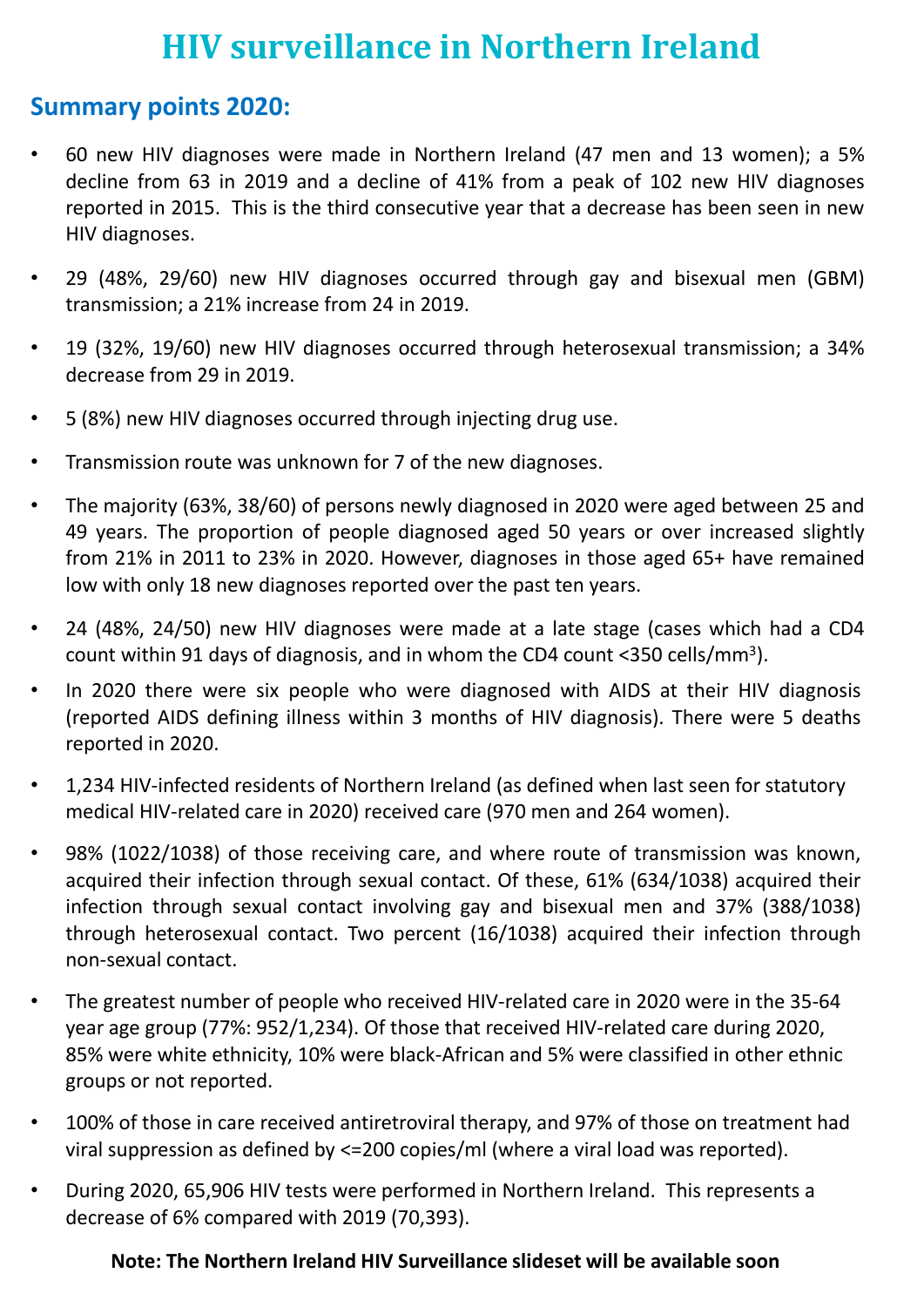# HIV surveillance in Northern Ireland

## Summary points 2020:

- 60 new HIV diagnoses were made in Northern Ireland (47 men and 13 women); a 5% decline from 63 in 2019 and a decline of 41% from a peak of 102 new HIV diagnoses reported in 2015. This is the third consecutive year that a decrease has been seen in new HIV diagnoses.
- 29 (48%, 29/60) new HIV diagnoses occurred through gay and bisexual men (GBM) transmission; a 21% increase from 24 in 2019.
- 19 (32%, 19/60) new HIV diagnoses occurred through heterosexual transmission; a 34% decrease from 29 in 2019.
- 5 (8%) new HIV diagnoses occurred through injecting drug use.
- Transmission route was unknown for 7 of the new diagnoses.
- The majority (63%, 38/60) of persons newly diagnosed in 2020 were aged between 25 and 49 years. The proportion of people diagnosed aged 50 years or over increased slightly from 21% in 2011 to 23% in 2020. However, diagnoses in those aged 65+ have remained low with only 18 new diagnoses reported over the past ten years.
- 24 (48%, 24/50) new HIV diagnoses were made at a late stage (cases which had a CD4 count within 91 days of diagnosis, and in whom the CD4 count <350 cells/mm$^3$).
- In 2020 there were six people who were diagnosed with AIDS at their HIV diagnosis (reported AIDS defining illness within 3 months of HIV diagnosis). There were 5 deaths reported in 2020.
- 1,234 HIV-infected residents of Northern Ireland (as defined when last seen for statutory medical HIV-related care in 2020) received care (970 men and 264 women).
- 98% (1022/1038) of those receiving care, and where route of transmission was known, acquired their infection through sexual contact. Of these, 61% (634/1038) acquired their infection through sexual contact involving gay and bisexual men and 37% (388/1038) through heterosexual contact. Two percent (16/1038) acquired their infection through non-sexual contact.
- The greatest number of people who received HIV-related care in 2020 were in the 35-64 year age group (77%: 952/1,234). Of those that received HIV-related care during 2020, 85% were white ethnicity, 10% were black-African and 5% were classified in other ethnic groups or not reported.
- 100% of those in care received antiretroviral therapy, and 97% of those on treatment had viral suppression as defined by <=200 copies/ml (where a viral load was reported).
- During 2020, 65,906 HIV tests were performed in Northern Ireland. This represents a decrease of 6% compared with 2019 (70,393).

**Note: The Northern Ireland HIV Surveillance slideset will be available soon**